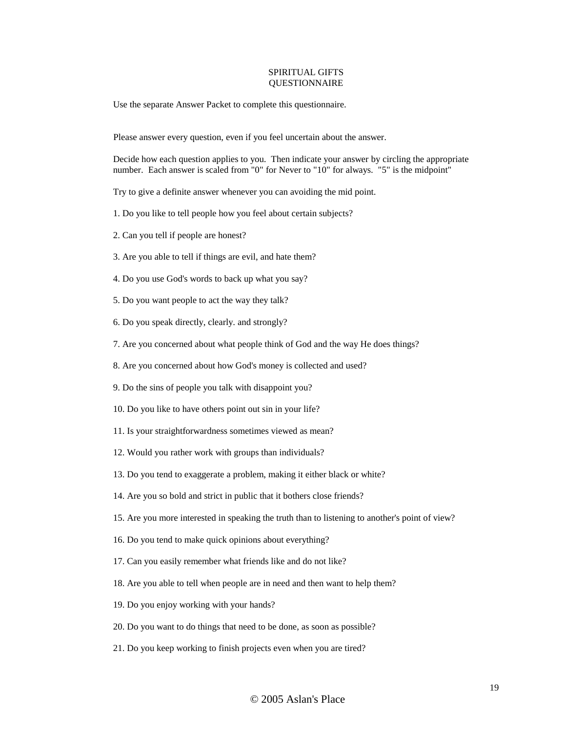# SPIRITUAL GIFTS QUESTIONNAIRE

Use the separate Answer Packet to complete this questionnaire.

Please answer every question, even if you feel uncertain about the answer.

Decide how each question applies to you. Then indicate your answer by circling the appropriate number. Each answer is scaled from "0" for Never to "10" for always. "5" is the midpoint"

Try to give a definite answer whenever you can avoiding the mid point.

1. Do you like to tell people how you feel about certain subjects?

2. Can you tell if people are honest?

3. Are you able to tell if things are evil, and hate them?

4. Do you use God's words to back up what you say?

5. Do you want people to act the way they talk?

6. Do you speak directly, clearly. and strongly?

7. Are you concerned about what people think of God and the way He does things?

8. Are you concerned about how God's money is collected and used?

9. Do the sins of people you talk with disappoint you?

10. Do you like to have others point out sin in your life?

11. Is your straightforwardness sometimes viewed as mean?

12. Would you rather work with groups than individuals?

13. Do you tend to exaggerate a problem, making it either black or white?

14. Are you so bold and strict in public that it bothers close friends?

15. Are you more interested in speaking the truth than to listening to another's point of view?

16. Do you tend to make quick opinions about everything?

17. Can you easily remember what friends like and do not like?

18. Are you able to tell when people are in need and then want to help them?

19. Do you enjoy working with your hands?

20. Do you want to do things that need to be done, as soon as possible?

21. Do you keep working to finish projects even when you are tired?

© 2005 Aslan's Place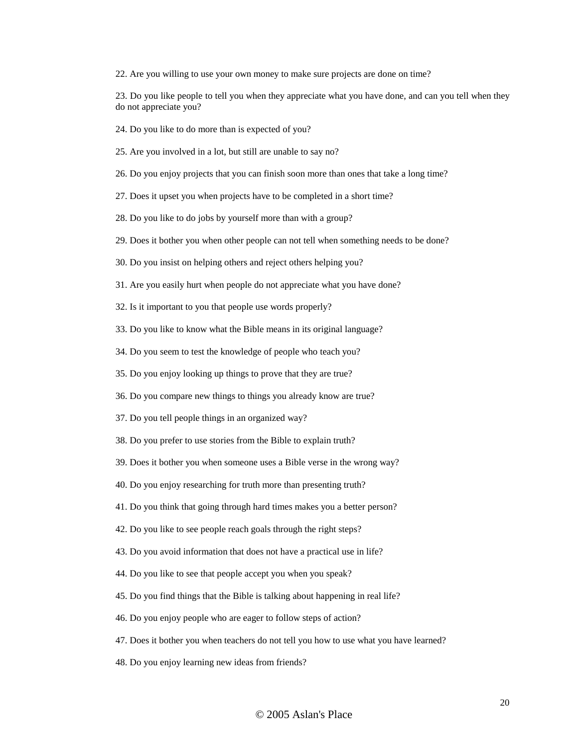22. Are you willing to use your own money to make sure projects are done on time?

23. Do you like people to tell you when they appreciate what you have done, and can you tell when they do not appreciate you?

24. Do you like to do more than is expected of you?

25. Are you involved in a lot, but still are unable to say no?

26. Do you enjoy projects that you can finish soon more than ones that take a long time?

27. Does it upset you when projects have to be completed in a short time?

28. Do you like to do jobs by yourself more than with a group?

29. Does it bother you when other people can not tell when something needs to be done?

30. Do you insist on helping others and reject others helping you?

31. Are you easily hurt when people do not appreciate what you have done?

32. Is it important to you that people use words properly?

33. Do you like to know what the Bible means in its original language?

34. Do you seem to test the knowledge of people who teach you?

35. Do you enjoy looking up things to prove that they are true?

36. Do you compare new things to things you already know are true?

37. Do you tell people things in an organized way?

38. Do you prefer to use stories from the Bible to explain truth?

39. Does it bother you when someone uses a Bible verse in the wrong way?

40. Do you enjoy researching for truth more than presenting truth?

41. Do you think that going through hard times makes you a better person?

42. Do you like to see people reach goals through the right steps?

43. Do you avoid information that does not have a practical use in life?

44. Do you like to see that people accept you when you speak?

45. Do you find things that the Bible is talking about happening in real life?

46. Do you enjoy people who are eager to follow steps of action?

47. Does it bother you when teachers do not tell you how to use what you have learned?

48. Do you enjoy learning new ideas from friends?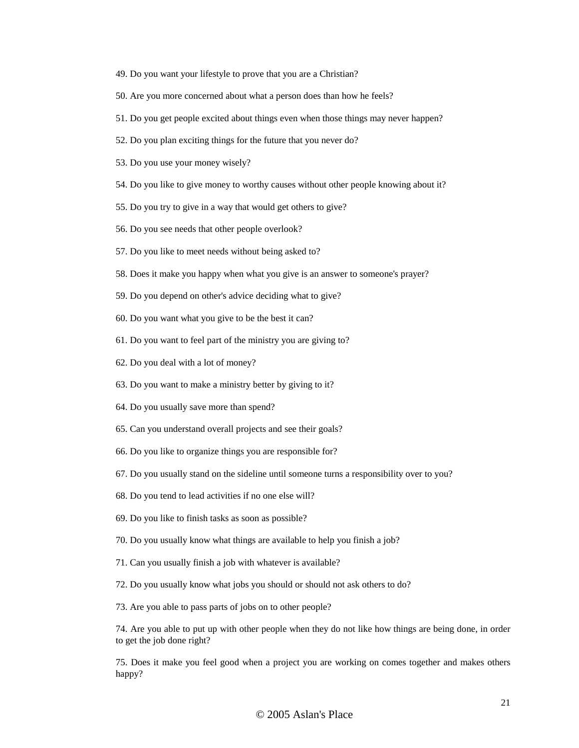49. Do you want your lifestyle to prove that you are a Christian?

50. Are you more concerned about what a person does than how he feels?

51. Do you get people excited about things even when those things may never happen?

52. Do you plan exciting things for the future that you never do?

53. Do you use your money wisely?

54. Do you like to give money to worthy causes without other people knowing about it?

55. Do you try to give in a way that would get others to give?

56. Do you see needs that other people overlook?

57. Do you like to meet needs without being asked to?

58. Does it make you happy when what you give is an answer to someone's prayer?

59. Do you depend on other's advice deciding what to give?

60. Do you want what you give to be the best it can?

61. Do you want to feel part of the ministry you are giving to?

62. Do you deal with a lot of money?

63. Do you want to make a ministry better by giving to it?

64. Do you usually save more than spend?

65. Can you understand overall projects and see their goals?

66. Do you like to organize things you are responsible for?

67. Do you usually stand on the sideline until someone turns a responsibility over to you?

68. Do you tend to lead activities if no one else will?

69. Do you like to finish tasks as soon as possible?

70. Do you usually know what things are available to help you finish a job?

71. Can you usually finish a job with whatever is available?

72. Do you usually know what jobs you should or should not ask others to do?

73. Are you able to pass parts of jobs on to other people?

74. Are you able to put up with other people when they do not like how things are being done, in order to get the job done right?

75. Does it make you feel good when a project you are working on comes together and makes others happy?

© 2005 Aslan's Place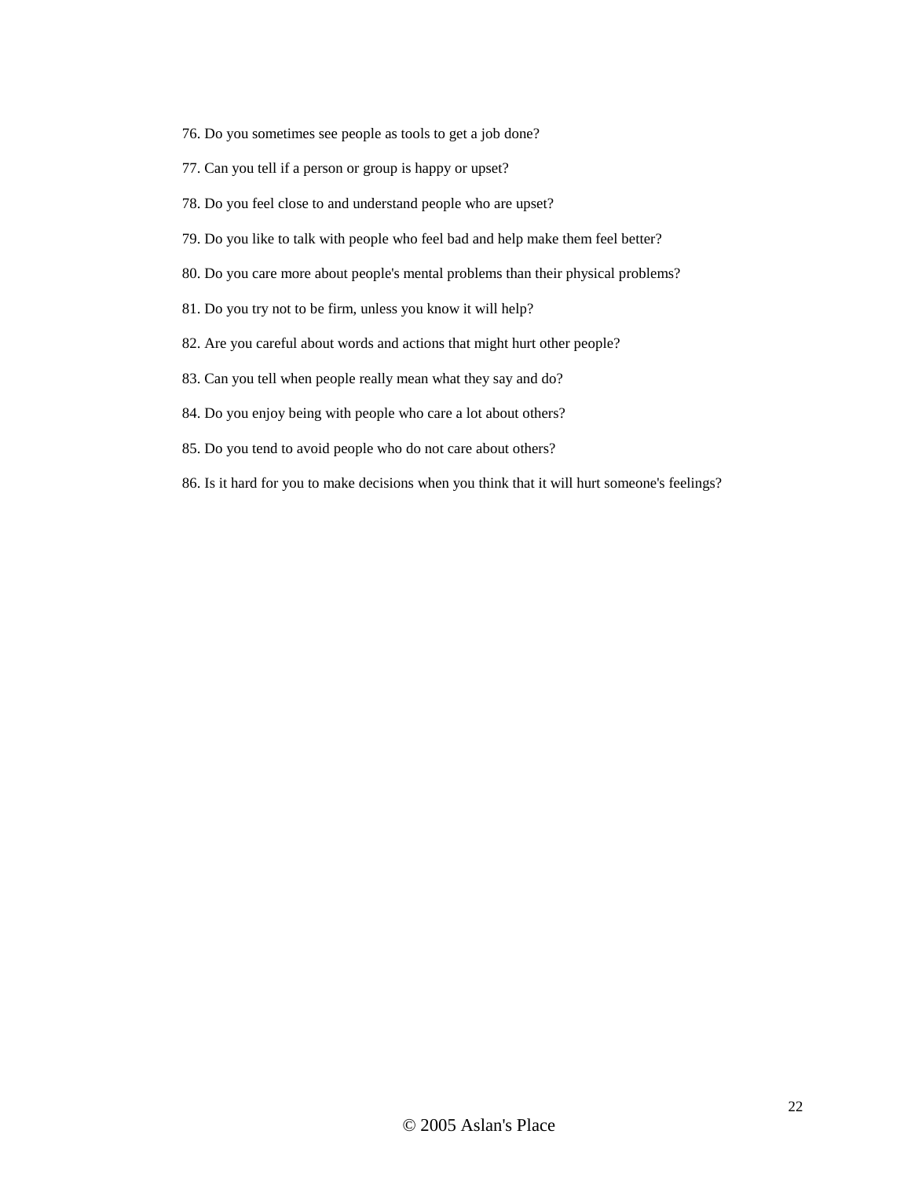76. Do you sometimes see people as tools to get a job done?

77. Can you tell if a person or group is happy or upset?

78. Do you feel close to and understand people who are upset?

79. Do you like to talk with people who feel bad and help make them feel better?

80. Do you care more about people's mental problems than their physical problems?

81. Do you try not to be firm, unless you know it will help?

82. Are you careful about words and actions that might hurt other people?

83. Can you tell when people really mean what they say and do?

84. Do you enjoy being with people who care a lot about others?

85. Do you tend to avoid people who do not care about others?

86. Is it hard for you to make decisions when you think that it will hurt someone's feelings?